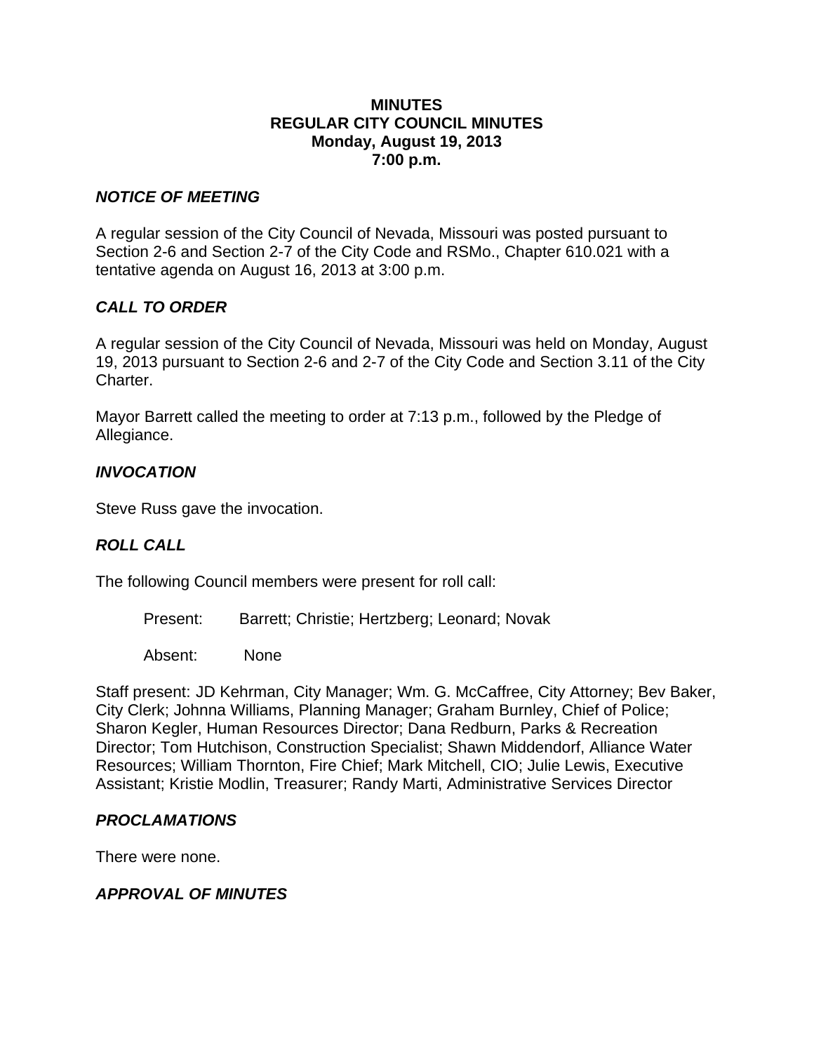**MINUTES**
**REGULAR CITY COUNCIL MINUTES**
**Monday, August 19, 2013**
**7:00 p.m.**

***NOTICE OF MEETING***

A regular session of the City Council of Nevada, Missouri was posted pursuant to Section 2-6 and Section 2-7 of the City Code and RSMo., Chapter 610.021 with a tentative agenda on August 16, 2013 at 3:00 p.m.

***CALL TO ORDER***

A regular session of the City Council of Nevada, Missouri was held on Monday, August 19, 2013 pursuant to Section 2-6 and 2-7 of the City Code and Section 3.11 of the City Charter.

Mayor Barrett called the meeting to order at 7:13 p.m., followed by the Pledge of Allegiance.

***INVOCATION***

Steve Russ gave the invocation.

***ROLL CALL***

The following Council members were present for roll call:

Present: Barrett; Christie; Hertzberg; Leonard; Novak

Absent: None

Staff present: JD Kehrman, City Manager; Wm. G. McCaffree, City Attorney; Bev Baker, City Clerk; Johnna Williams, Planning Manager; Graham Burnley, Chief of Police; Sharon Kegler, Human Resources Director; Dana Redburn, Parks & Recreation Director; Tom Hutchison, Construction Specialist; Shawn Middendorf, Alliance Water Resources; William Thornton, Fire Chief; Mark Mitchell, CIO; Julie Lewis, Executive Assistant; Kristie Modlin, Treasurer; Randy Marti, Administrative Services Director

***PROCLAMATIONS***

There were none.

***APPROVAL OF MINUTES***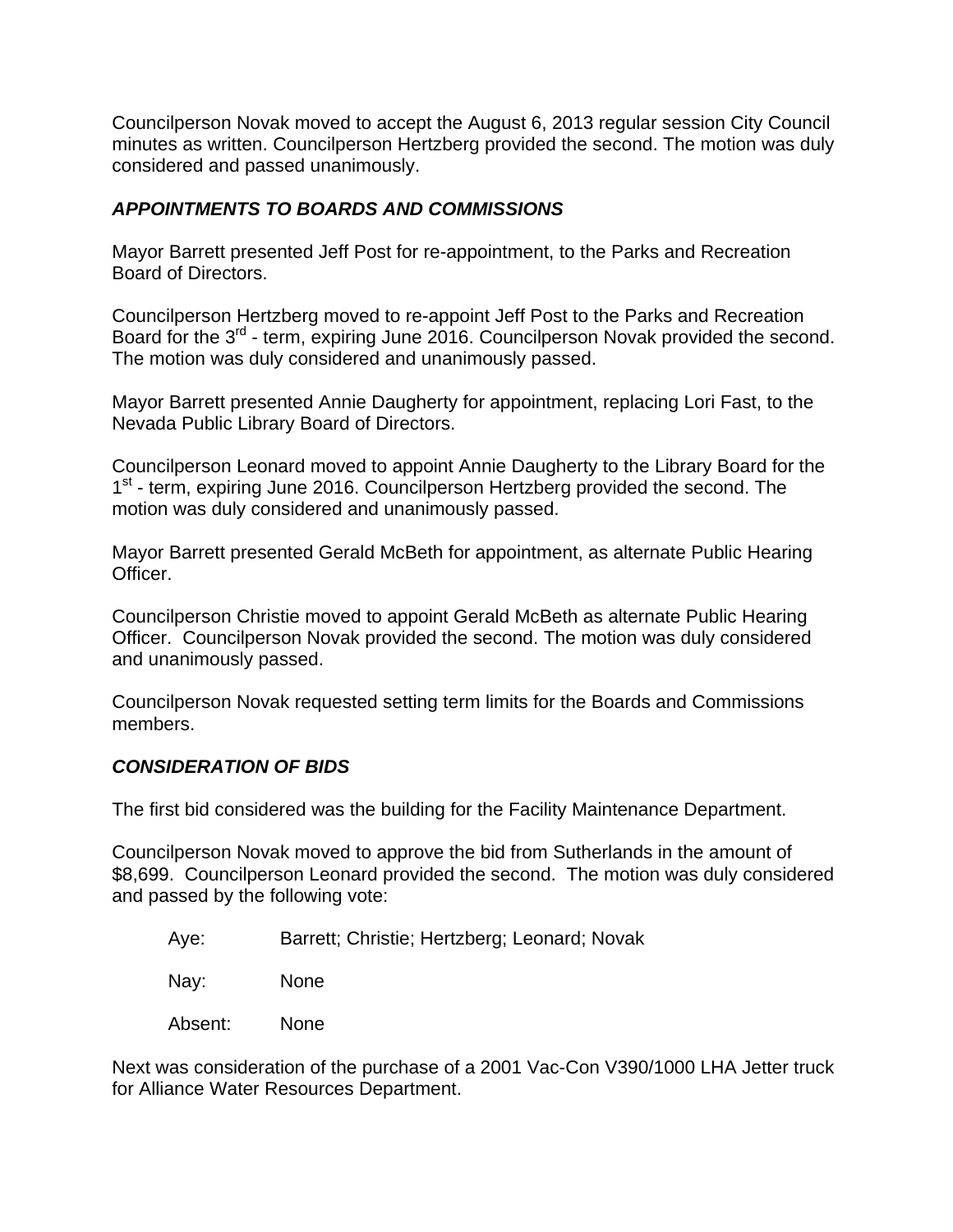Councilperson Novak moved to accept the August 6, 2013 regular session City Council minutes as written. Councilperson Hertzberg provided the second. The motion was duly considered and passed unanimously.

***APPOINTMENTS TO BOARDS AND COMMISSIONS***

Mayor Barrett presented Jeff Post for re-appointment, to the Parks and Recreation Board of Directors.

Councilperson Hertzberg moved to re-appoint Jeff Post to the Parks and Recreation Board for the 3rd - term, expiring June 2016. Councilperson Novak provided the second. The motion was duly considered and unanimously passed.

Mayor Barrett presented Annie Daugherty for appointment, replacing Lori Fast, to the Nevada Public Library Board of Directors.

Councilperson Leonard moved to appoint Annie Daugherty to the Library Board for the 1st - term, expiring June 2016. Councilperson Hertzberg provided the second. The motion was duly considered and unanimously passed.

Mayor Barrett presented Gerald McBeth for appointment, as alternate Public Hearing Officer.

Councilperson Christie moved to appoint Gerald McBeth as alternate Public Hearing Officer. Councilperson Novak provided the second. The motion was duly considered and unanimously passed.

Councilperson Novak requested setting term limits for the Boards and Commissions members.

***CONSIDERATION OF BIDS***

The first bid considered was the building for the Facility Maintenance Department.

Councilperson Novak moved to approve the bid from Sutherlands in the amount of $8,699. Councilperson Leonard provided the second. The motion was duly considered and passed by the following vote:

Aye: Barrett; Christie; Hertzberg; Leonard; Novak

Nay: None

Absent: None

Next was consideration of the purchase of a 2001 Vac-Con V390/1000 LHA Jetter truck for Alliance Water Resources Department.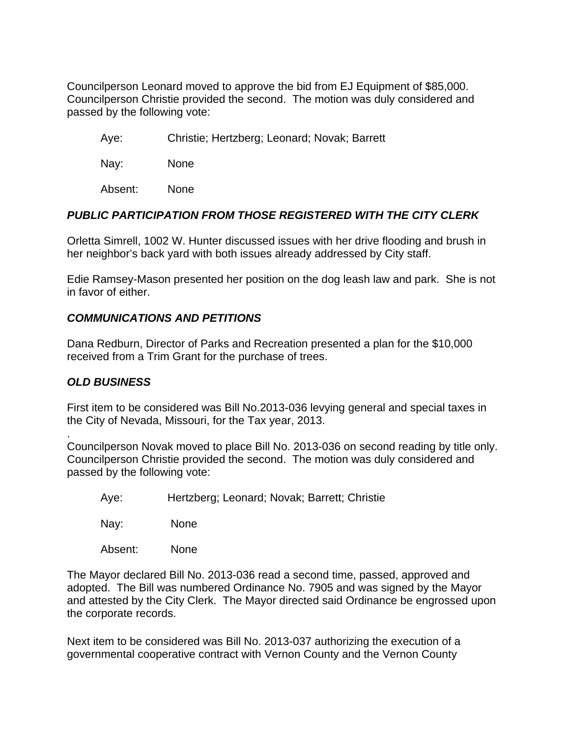Councilperson Leonard moved to approve the bid from EJ Equipment of $85,000. Councilperson Christie provided the second. The motion was duly considered and passed by the following vote:

Aye: Christie; Hertzberg; Leonard; Novak; Barrett

Nay: None

Absent: None

***PUBLIC PARTICIPATION FROM THOSE REGISTERED WITH THE CITY CLERK***

Orletta Simrell, 1002 W. Hunter discussed issues with her drive flooding and brush in her neighbor's back yard with both issues already addressed by City staff.

Edie Ramsey-Mason presented her position on the dog leash law and park. She is not in favor of either.

***COMMUNICATIONS AND PETITIONS***

Dana Redburn, Director of Parks and Recreation presented a plan for the $10,000 received from a Trim Grant for the purchase of trees.

***OLD BUSINESS***

First item to be considered was Bill No.2013-036 levying general and special taxes in the City of Nevada, Missouri, for the Tax year, 2013.

.
Councilperson Novak moved to place Bill No. 2013-036 on second reading by title only. Councilperson Christie provided the second. The motion was duly considered and passed by the following vote:

Aye: Hertzberg; Leonard; Novak; Barrett; Christie

Nay: None

Absent: None

The Mayor declared Bill No. 2013-036 read a second time, passed, approved and adopted. The Bill was numbered Ordinance No. 7905 and was signed by the Mayor and attested by the City Clerk. The Mayor directed said Ordinance be engrossed upon the corporate records.

Next item to be considered was Bill No. 2013-037 authorizing the execution of a governmental cooperative contract with Vernon County and the Vernon County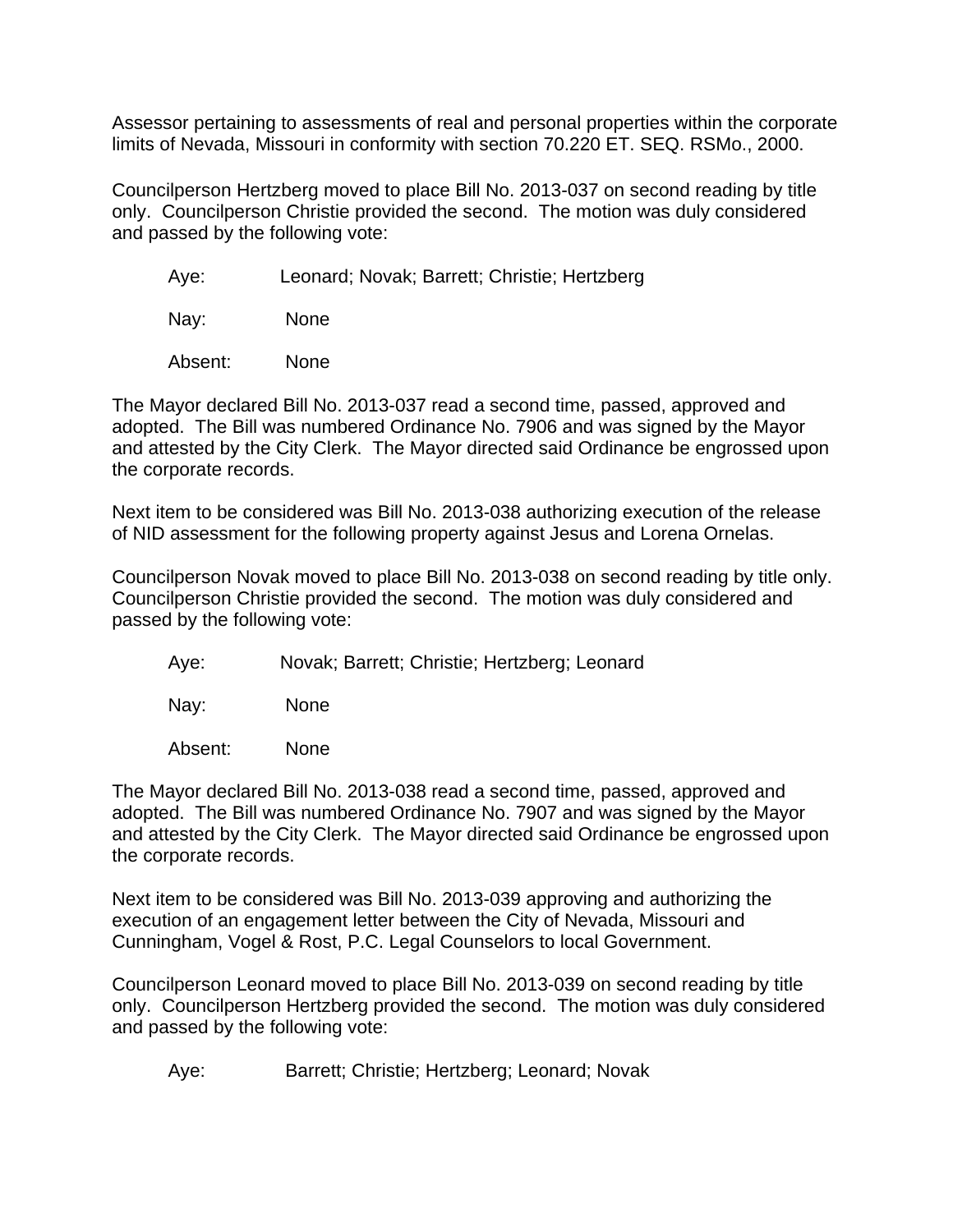Assessor pertaining to assessments of real and personal properties within the corporate limits of Nevada, Missouri in conformity with section 70.220 ET. SEQ. RSMo., 2000.

Councilperson Hertzberg moved to place Bill No. 2013-037 on second reading by title only. Councilperson Christie provided the second. The motion was duly considered and passed by the following vote:

Aye: Leonard; Novak; Barrett; Christie; Hertzberg

Nay: None

Absent: None

The Mayor declared Bill No. 2013-037 read a second time, passed, approved and adopted. The Bill was numbered Ordinance No. 7906 and was signed by the Mayor and attested by the City Clerk. The Mayor directed said Ordinance be engrossed upon the corporate records.

Next item to be considered was Bill No. 2013-038 authorizing execution of the release of NID assessment for the following property against Jesus and Lorena Ornelas.

Councilperson Novak moved to place Bill No. 2013-038 on second reading by title only. Councilperson Christie provided the second. The motion was duly considered and passed by the following vote:

Aye: Novak; Barrett; Christie; Hertzberg; Leonard

Nay: None

Absent: None

The Mayor declared Bill No. 2013-038 read a second time, passed, approved and adopted. The Bill was numbered Ordinance No. 7907 and was signed by the Mayor and attested by the City Clerk. The Mayor directed said Ordinance be engrossed upon the corporate records.

Next item to be considered was Bill No. 2013-039 approving and authorizing the execution of an engagement letter between the City of Nevada, Missouri and Cunningham, Vogel & Rost, P.C. Legal Counselors to local Government.

Councilperson Leonard moved to place Bill No. 2013-039 on second reading by title only. Councilperson Hertzberg provided the second. The motion was duly considered and passed by the following vote:

Aye: Barrett; Christie; Hertzberg; Leonard; Novak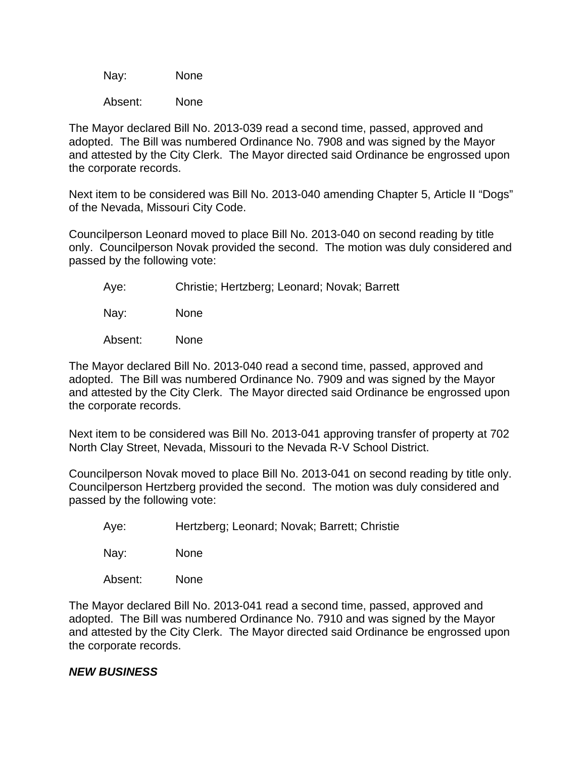Nay: None

Absent: None

The Mayor declared Bill No. 2013-039 read a second time, passed, approved and adopted. The Bill was numbered Ordinance No. 7908 and was signed by the Mayor and attested by the City Clerk. The Mayor directed said Ordinance be engrossed upon the corporate records.

Next item to be considered was Bill No. 2013-040 amending Chapter 5, Article II "Dogs" of the Nevada, Missouri City Code.

Councilperson Leonard moved to place Bill No. 2013-040 on second reading by title only. Councilperson Novak provided the second. The motion was duly considered and passed by the following vote:

Aye: Christie; Hertzberg; Leonard; Novak; Barrett

Nay: None

Absent: None

The Mayor declared Bill No. 2013-040 read a second time, passed, approved and adopted. The Bill was numbered Ordinance No. 7909 and was signed by the Mayor and attested by the City Clerk. The Mayor directed said Ordinance be engrossed upon the corporate records.

Next item to be considered was Bill No. 2013-041 approving transfer of property at 702 North Clay Street, Nevada, Missouri to the Nevada R-V School District.

Councilperson Novak moved to place Bill No. 2013-041 on second reading by title only. Councilperson Hertzberg provided the second. The motion was duly considered and passed by the following vote:

Aye: Hertzberg; Leonard; Novak; Barrett; Christie

Nay: None

Absent: None

The Mayor declared Bill No. 2013-041 read a second time, passed, approved and adopted. The Bill was numbered Ordinance No. 7910 and was signed by the Mayor and attested by the City Clerk. The Mayor directed said Ordinance be engrossed upon the corporate records.

***NEW BUSINESS***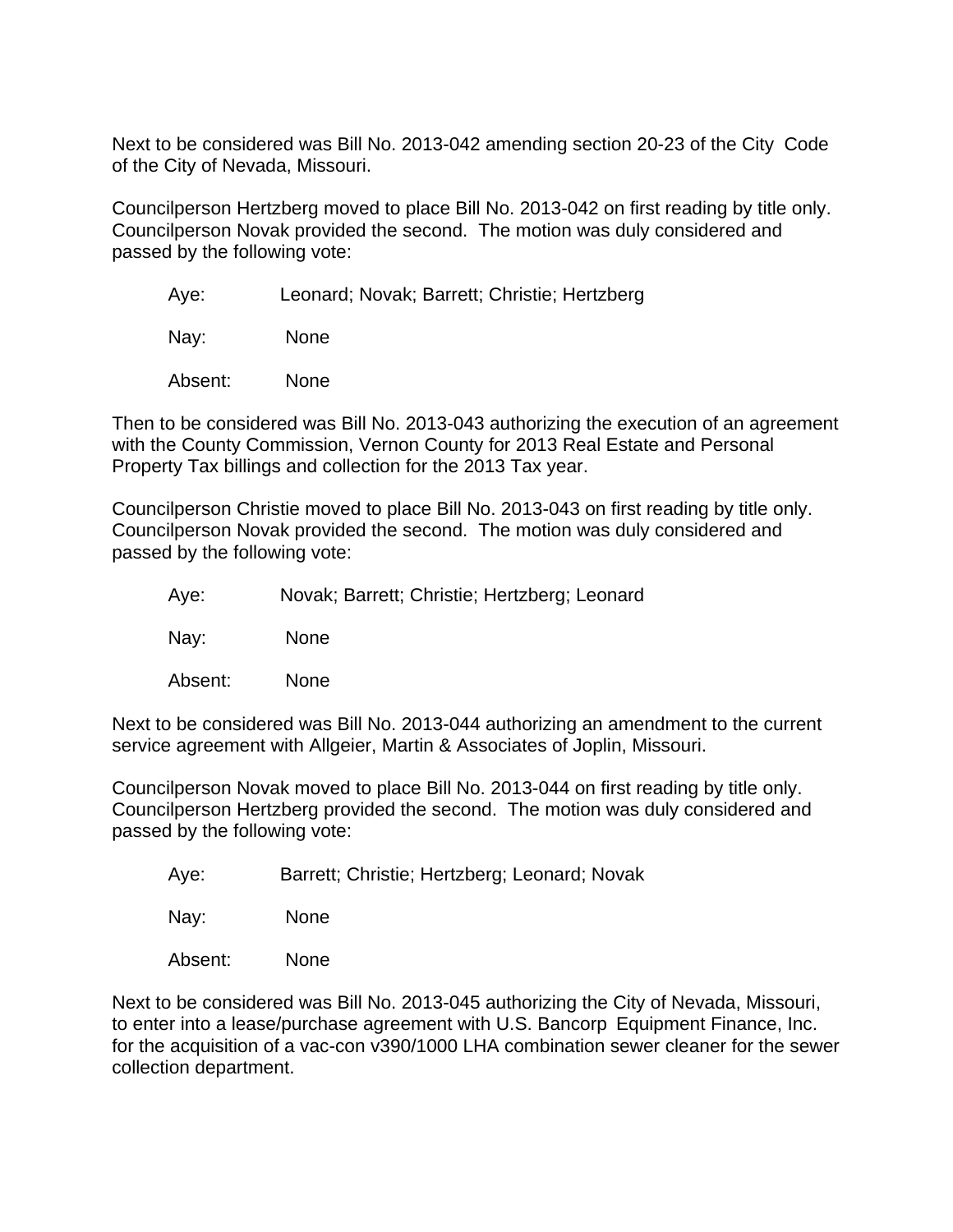Next to be considered was Bill No. 2013-042 amending section 20-23 of the City Code of the City of Nevada, Missouri.

Councilperson Hertzberg moved to place Bill No. 2013-042 on first reading by title only. Councilperson Novak provided the second. The motion was duly considered and passed by the following vote:

Aye: Leonard; Novak; Barrett; Christie; Hertzberg

Nay: None

Absent: None

Then to be considered was Bill No. 2013-043 authorizing the execution of an agreement with the County Commission, Vernon County for 2013 Real Estate and Personal Property Tax billings and collection for the 2013 Tax year.

Councilperson Christie moved to place Bill No. 2013-043 on first reading by title only. Councilperson Novak provided the second. The motion was duly considered and passed by the following vote:

Aye: Novak; Barrett; Christie; Hertzberg; Leonard

Nay: None

Absent: None

Next to be considered was Bill No. 2013-044 authorizing an amendment to the current service agreement with Allgeier, Martin & Associates of Joplin, Missouri.

Councilperson Novak moved to place Bill No. 2013-044 on first reading by title only. Councilperson Hertzberg provided the second. The motion was duly considered and passed by the following vote:

Aye: Barrett; Christie; Hertzberg; Leonard; Novak

Nay: None

Absent: None

Next to be considered was Bill No. 2013-045 authorizing the City of Nevada, Missouri, to enter into a lease/purchase agreement with U.S. Bancorp Equipment Finance, Inc. for the acquisition of a vac-con v390/1000 LHA combination sewer cleaner for the sewer collection department.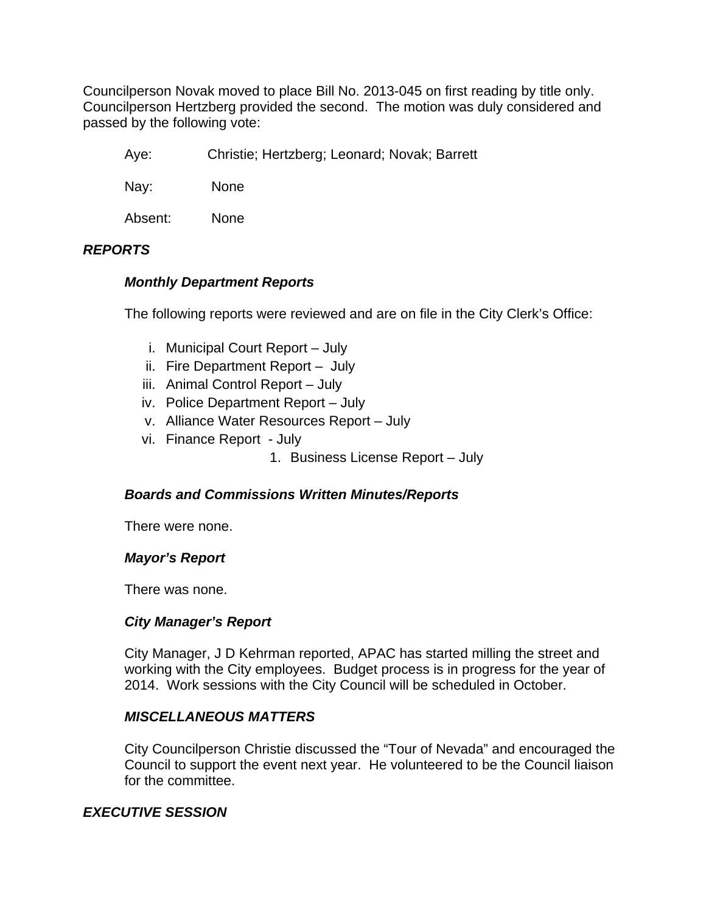Councilperson Novak moved to place Bill No. 2013-045 on first reading by title only. Councilperson Hertzberg provided the second. The motion was duly considered and passed by the following vote:

Aye: Christie; Hertzberg; Leonard; Novak; Barrett

Nay: None

Absent: None

***REPORTS***

***Monthly Department Reports***

The following reports were reviewed and are on file in the City Clerk's Office:

i. Municipal Court Report – July
ii. Fire Department Report – July
iii. Animal Control Report – July
iv. Police Department Report – July
v. Alliance Water Resources Report – July
vi. Finance Report - July
    1. Business License Report – July

***Boards and Commissions Written Minutes/Reports***

There were none.

***Mayor's Report***

There was none.

***City Manager's Report***

City Manager, J D Kehrman reported, APAC has started milling the street and working with the City employees. Budget process is in progress for the year of 2014. Work sessions with the City Council will be scheduled in October.

***MISCELLANEOUS MATTERS***

City Councilperson Christie discussed the "Tour of Nevada" and encouraged the Council to support the event next year. He volunteered to be the Council liaison for the committee.

***EXECUTIVE SESSION***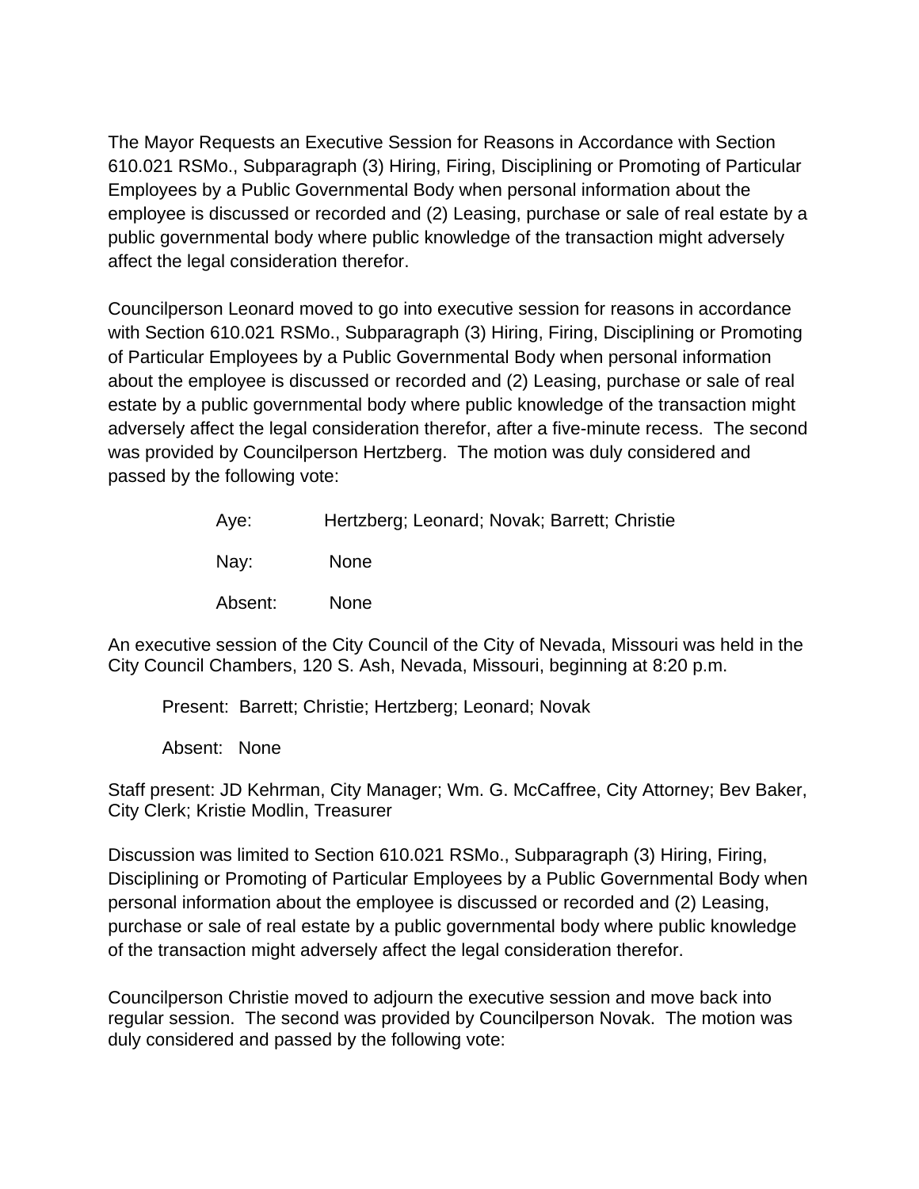The Mayor Requests an Executive Session for Reasons in Accordance with Section 610.021 RSMo., Subparagraph (3) Hiring, Firing, Disciplining or Promoting of Particular Employees by a Public Governmental Body when personal information about the employee is discussed or recorded and (2) Leasing, purchase or sale of real estate by a public governmental body where public knowledge of the transaction might adversely affect the legal consideration therefor.

Councilperson Leonard moved to go into executive session for reasons in accordance with Section 610.021 RSMo., Subparagraph (3) Hiring, Firing, Disciplining or Promoting of Particular Employees by a Public Governmental Body when personal information about the employee is discussed or recorded and (2) Leasing, purchase or sale of real estate by a public governmental body where public knowledge of the transaction might adversely affect the legal consideration therefor, after a five-minute recess. The second was provided by Councilperson Hertzberg. The motion was duly considered and passed by the following vote:

Aye: Hertzberg; Leonard; Novak; Barrett; Christie

Nay: None

Absent: None

An executive session of the City Council of the City of Nevada, Missouri was held in the City Council Chambers, 120 S. Ash, Nevada, Missouri, beginning at 8:20 p.m.

Present: Barrett; Christie; Hertzberg; Leonard; Novak

Absent: None

Staff present: JD Kehrman, City Manager; Wm. G. McCaffree, City Attorney; Bev Baker, City Clerk; Kristie Modlin, Treasurer

Discussion was limited to Section 610.021 RSMo., Subparagraph (3) Hiring, Firing, Disciplining or Promoting of Particular Employees by a Public Governmental Body when personal information about the employee is discussed or recorded and (2) Leasing, purchase or sale of real estate by a public governmental body where public knowledge of the transaction might adversely affect the legal consideration therefor.

Councilperson Christie moved to adjourn the executive session and move back into regular session. The second was provided by Councilperson Novak. The motion was duly considered and passed by the following vote: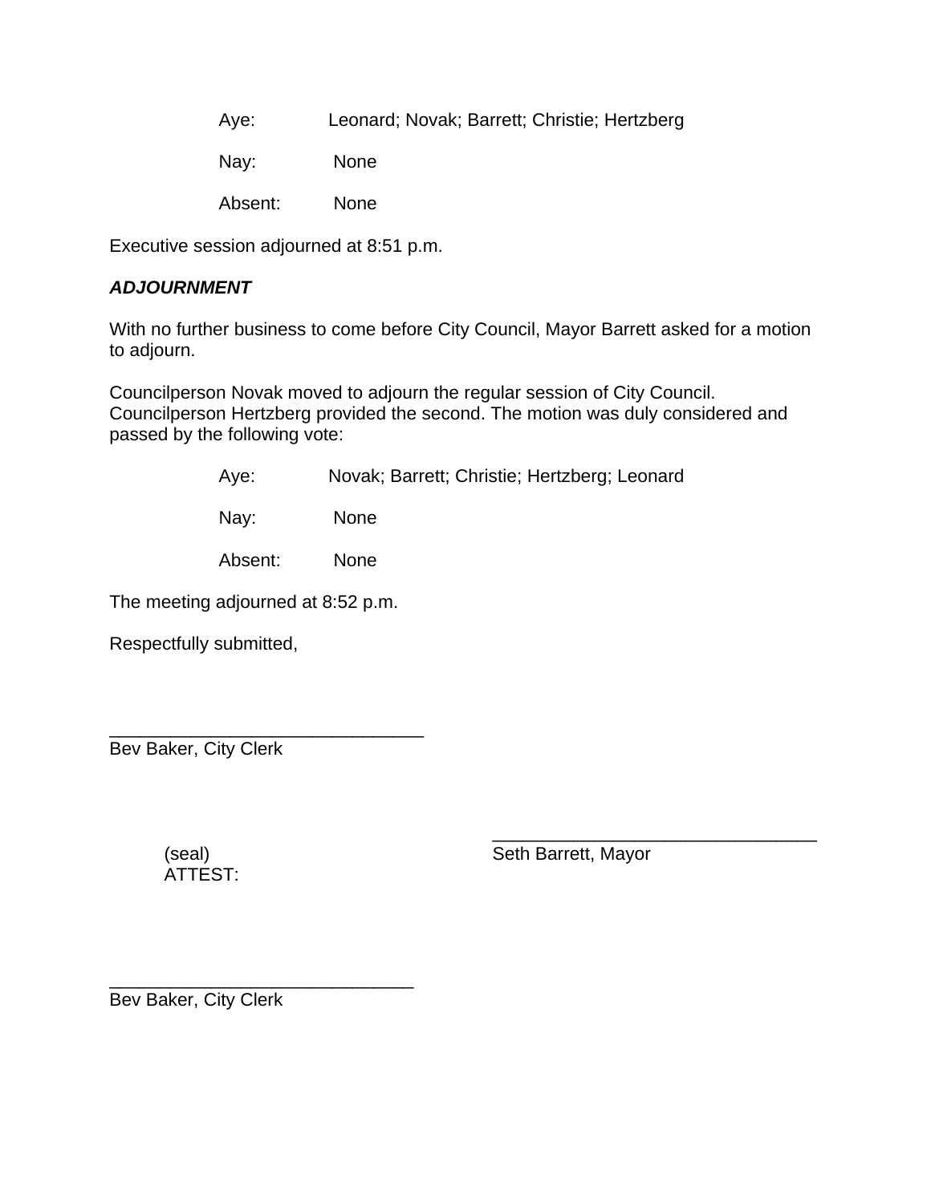Aye: Leonard; Novak; Barrett; Christie; Hertzberg

Nay: None

Absent: None

Executive session adjourned at 8:51 p.m.

***ADJOURNMENT***

With no further business to come before City Council, Mayor Barrett asked for a motion to adjourn.

Councilperson Novak moved to adjourn the regular session of City Council. Councilperson Hertzberg provided the second. The motion was duly considered and passed by the following vote:

Aye: Novak; Barrett; Christie; Hertzberg; Leonard

Nay: None

Absent: None

The meeting adjourned at 8:52 p.m.

Respectfully submitted,

_______________________________
Bev Baker, City Clerk

_______________________________
Seth Barrett, Mayor

(seal)
ATTEST:

______________________________
Bev Baker, City Clerk